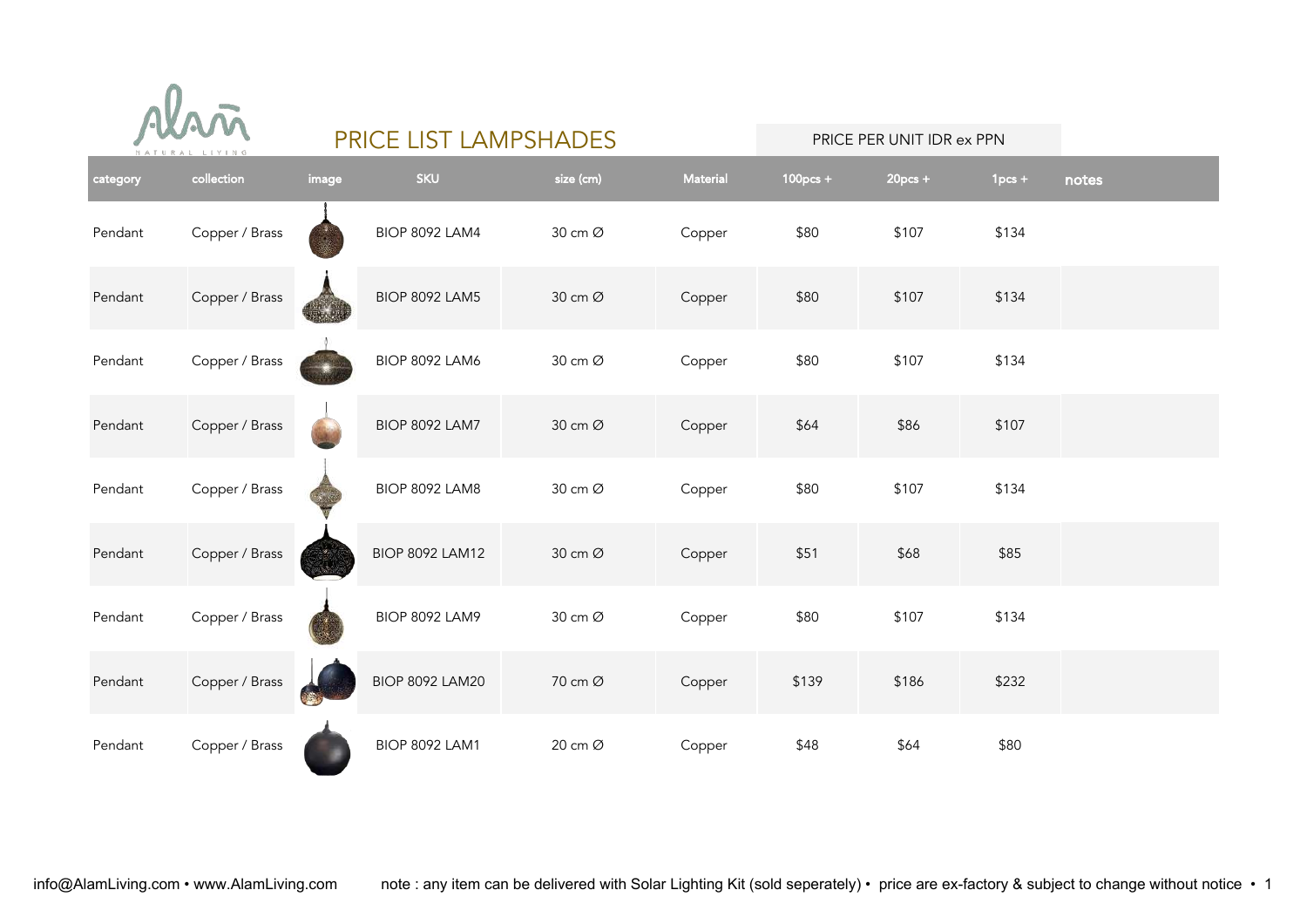# PRICE LIST LAMPSHADES

PRICE PER UNIT IDR ex PPN

| category | collection | image | SKU | size (cm) | Material | 100pcs + | 20pcs + | 1pcs + | notes |
|---|---|---|---|---|---|---|---|---|---|
| Pendant | Copper / Brass | | BIOP 8092 LAM4 | 30 cm Ø | Copper | $80 | $107 | $134 | |
| Pendant | Copper / Brass | | BIOP 8092 LAM5 | 30 cm Ø | Copper | $80 | $107 | $134 | |
| Pendant | Copper / Brass | | BIOP 8092 LAM6 | 30 cm Ø | Copper | $80 | $107 | $134 | |
| Pendant | Copper / Brass | | BIOP 8092 LAM7 | 30 cm Ø | Copper | $64 | $86 | $107 | |
| Pendant | Copper / Brass | | BIOP 8092 LAM8 | 30 cm Ø | Copper | $80 | $107 | $134 | |
| Pendant | Copper / Brass | | BIOP 8092 LAM12 | 30 cm Ø | Copper | $51 | $68 | $85 | |
| Pendant | Copper / Brass | | BIOP 8092 LAM9 | 30 cm Ø | Copper | $80 | $107 | $134 | |
| Pendant | Copper / Brass | | BIOP 8092 LAM20 | 70 cm Ø | Copper | $139 | $186 | $232 | |
| Pendant | Copper / Brass | | BIOP 8092 LAM1 | 20 cm Ø | Copper | $48 | $64 | $80 | |

info@AlamLiving.com • www.AlamLiving.com

note : any item can be delivered with Solar Lighting Kit (sold seperately) • price are ex-factory & subject to change without notice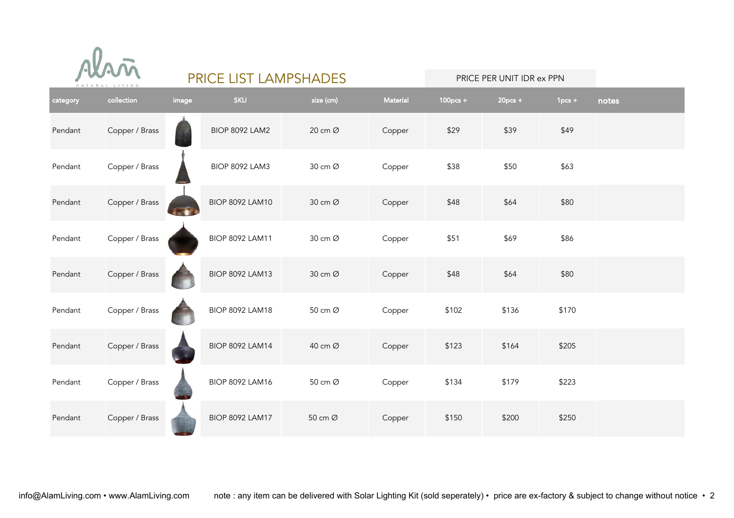Alam NATURAL LIVING

# PRICE LIST LAMPSHADES

PRICE PER UNIT IDR ex PPN

| category | collection | image | SKU | size (cm) | Material | 100pcs + | 20pcs + | 1pcs + | notes |
|---|---|---|---|---|---|---|---|---|---|
| Pendant | Copper / Brass | | BIOP 8092 LAM2 | 20 cm Ø | Copper | $29 | $39 | $49 | |
| Pendant | Copper / Brass | | BIOP 8092 LAM3 | 30 cm Ø | Copper | $38 | $50 | $63 | |
| Pendant | Copper / Brass | | BIOP 8092 LAM10 | 30 cm Ø | Copper | $48 | $64 | $80 | |
| Pendant | Copper / Brass | | BIOP 8092 LAM11 | 30 cm Ø | Copper | $51 | $69 | $86 | |
| Pendant | Copper / Brass | | BIOP 8092 LAM13 | 30 cm Ø | Copper | $48 | $64 | $80 | |
| Pendant | Copper / Brass | | BIOP 8092 LAM18 | 50 cm Ø | Copper | $102 | $136 | $170 | |
| Pendant | Copper / Brass | | BIOP 8092 LAM14 | 40 cm Ø | Copper | $123 | $164 | $205 | |
| Pendant | Copper / Brass | | BIOP 8092 LAM16 | 50 cm Ø | Copper | $134 | $179 | $223 | |
| Pendant | Copper / Brass | | BIOP 8092 LAM17 | 50 cm Ø | Copper | $150 | $200 | $250 | |

info@AlamLiving.com • www.AlamLiving.com note : any item can be delivered with Solar Lighting Kit (sold seperately) • price are ex-factory & subject to change without notice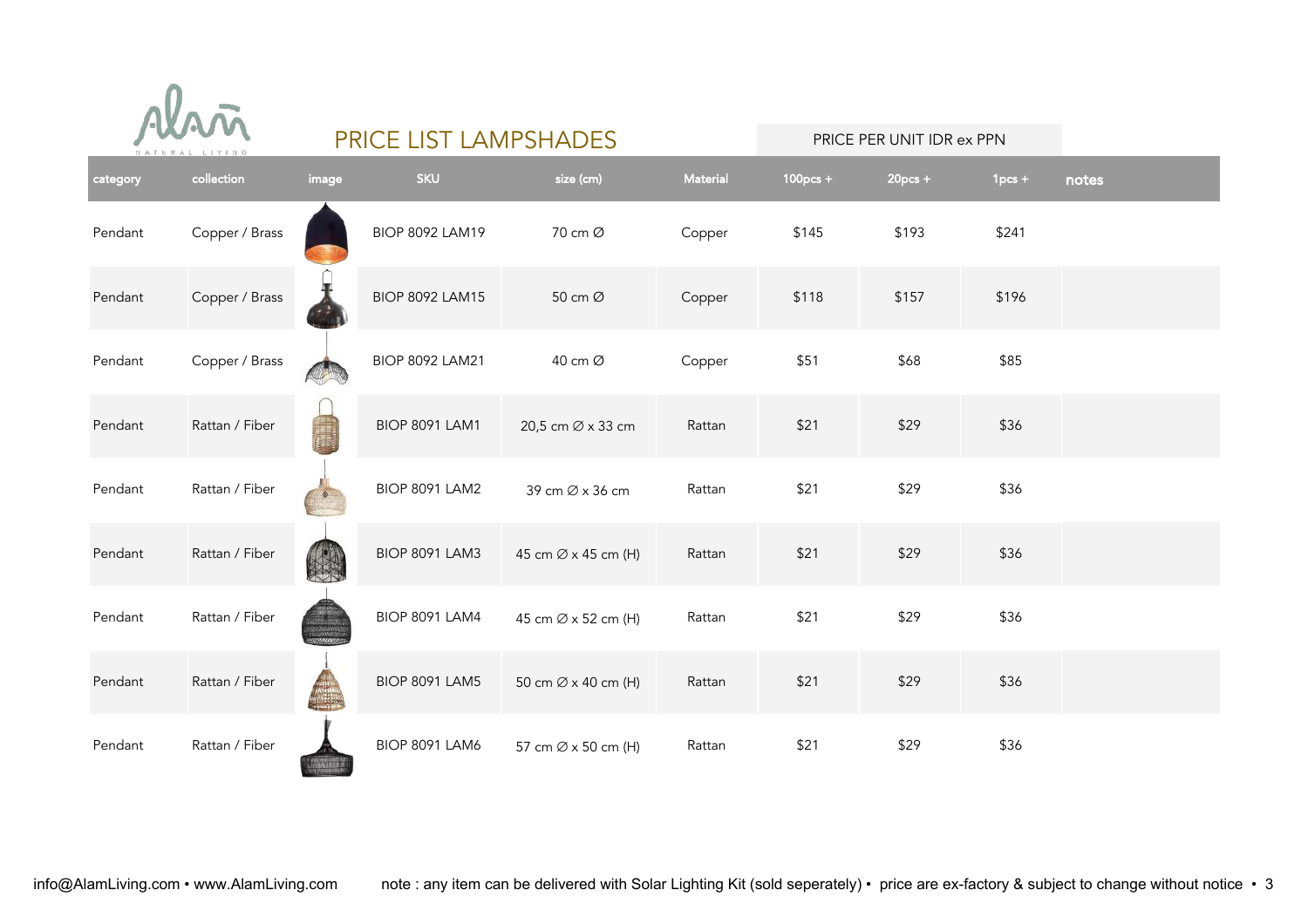Alam NATURAL LIVING

# PRICE LIST LAMPSHADES

PRICE PER UNIT IDR ex PPN

| category | collection | image | SKU | size (cm) | Material | 100pcs + | 20pcs + | 1pcs + | notes |
|---|---|---|---|---|---|---|---|---|---|
| Pendant | Copper / Brass | | BIOP 8092 LAM19 | 70 cm Ø | Copper | $145 | $193 | $241 | |
| Pendant | Copper / Brass | | BIOP 8092 LAM15 | 50 cm Ø | Copper | $118 | $157 | $196 | |
| Pendant | Copper / Brass | | BIOP 8092 LAM21 | 40 cm Ø | Copper | $51 | $68 | $85 | |
| Pendant | Rattan / Fiber | | BIOP 8091 LAM1 | 20,5 cm ∅ x 33 cm | Rattan | $21 | $29 | $36 | |
| Pendant | Rattan / Fiber | | BIOP 8091 LAM2 | 39 cm ∅ x 36 cm | Rattan | $21 | $29 | $36 | |
| Pendant | Rattan / Fiber | | BIOP 8091 LAM3 | 45 cm ∅ x 45 cm (H) | Rattan | $21 | $29 | $36 | |
| Pendant | Rattan / Fiber | | BIOP 8091 LAM4 | 45 cm ∅ x 52 cm (H) | Rattan | $21 | $29 | $36 | |
| Pendant | Rattan / Fiber | | BIOP 8091 LAM5 | 50 cm ∅ x 40 cm (H) | Rattan | $21 | $29 | $36 | |
| Pendant | Rattan / Fiber | | BIOP 8091 LAM6 | 57 cm ∅ x 50 cm (H) | Rattan | $21 | $29 | $36 | |

info@AlamLiving.com • www.AlamLiving.com note : any item can be delivered with Solar Lighting Kit (sold seperately) • price are ex-factory & subject to change without notice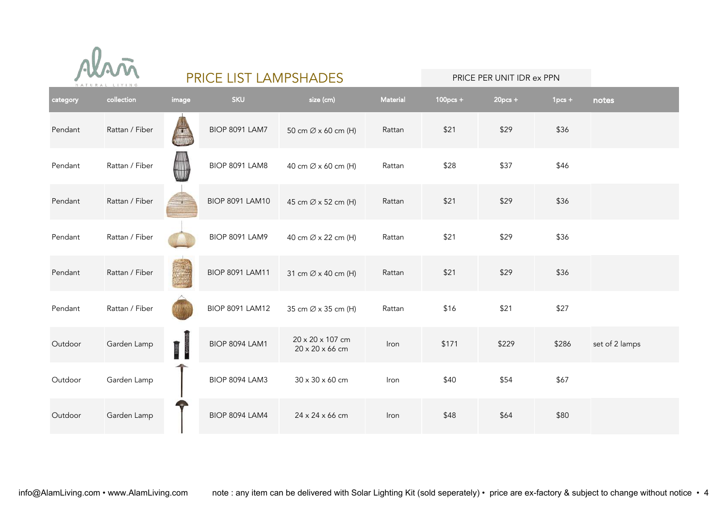# PRICE LIST LAMPSHADES

PRICE PER UNIT IDR ex PPN

| category | collection | image | SKU | size (cm) | Material | 100pcs + | 20pcs + | 1pcs + | notes |
|---|---|---|---|---|---|---|---|---|---|
| Pendant | Rattan / Fiber | | BIOP 8091 LAM7 | 50 cm ∅ x 60 cm (H) | Rattan | $21 | $29 | $36 | |
| Pendant | Rattan / Fiber | | BIOP 8091 LAM8 | 40 cm ∅ x 60 cm (H) | Rattan | $28 | $37 | $46 | |
| Pendant | Rattan / Fiber | | BIOP 8091 LAM10 | 45 cm ∅ x 52 cm (H) | Rattan | $21 | $29 | $36 | |
| Pendant | Rattan / Fiber | | BIOP 8091 LAM9 | 40 cm ∅ x 22 cm (H) | Rattan | $21 | $29 | $36 | |
| Pendant | Rattan / Fiber | | BIOP 8091 LAM11 | 31 cm ∅ x 40 cm (H) | Rattan | $21 | $29 | $36 | |
| Pendant | Rattan / Fiber | | BIOP 8091 LAM12 | 35 cm ∅ x 35 cm (H) | Rattan | $16 | $21 | $27 | |
| Outdoor | Garden Lamp | | BIOP 8094 LAM1 | 20 x 20 x 107 cm<br>20 x 20 x 66 cm | Iron | $171 | $229 | $286 | set of 2 lamps |
| Outdoor | Garden Lamp | | BIOP 8094 LAM3 | 30 x 30 x 60 cm | Iron | $40 | $54 | $67 | |
| Outdoor | Garden Lamp | | BIOP 8094 LAM4 | 24 x 24 x 66 cm | Iron | $48 | $64 | $80 | |

info@AlamLiving.com • www.AlamLiving.com note : any item can be delivered with Solar Lighting Kit (sold seperately) • price are ex-factory & subject to change without notice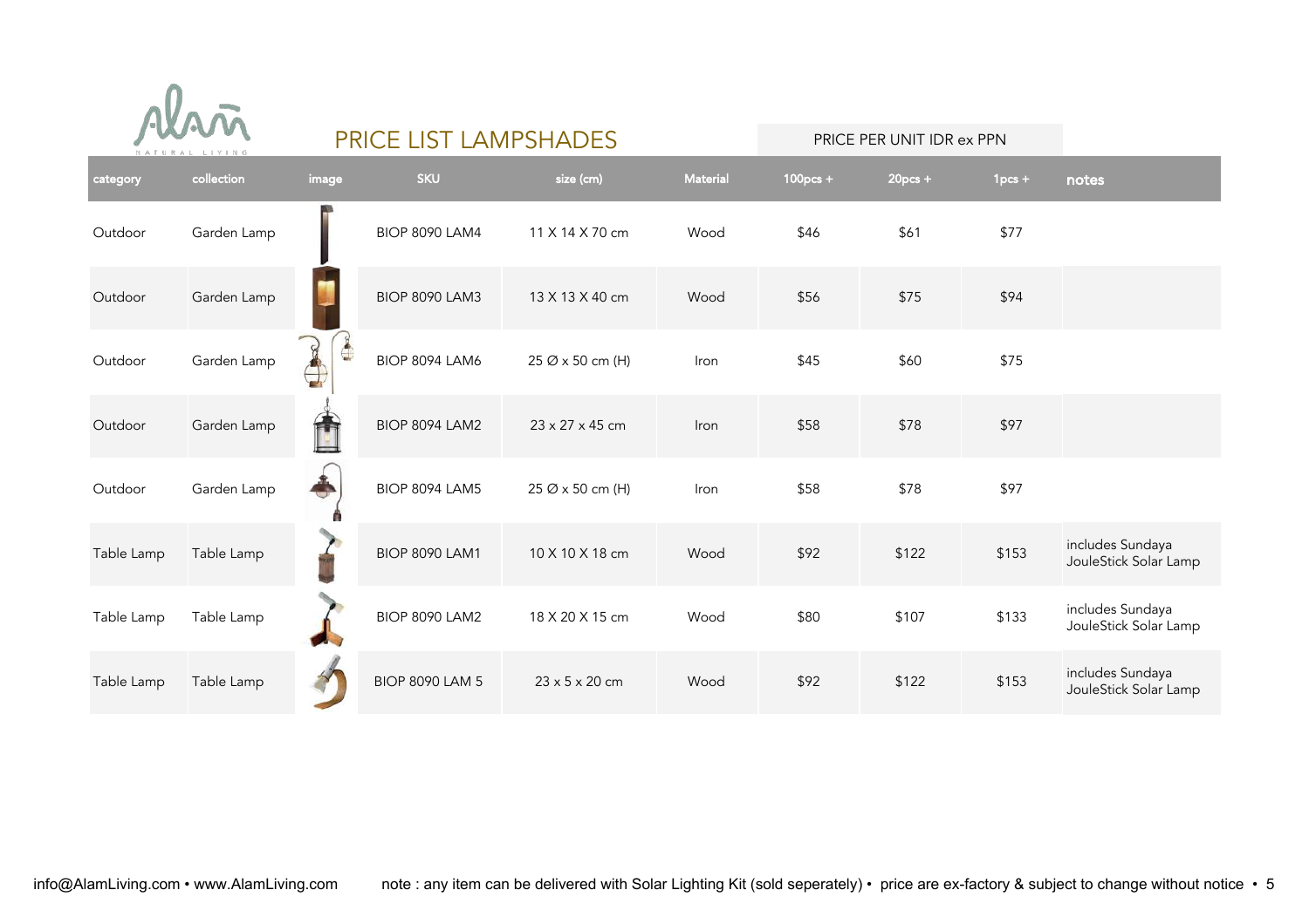Alam NATURAL LIVING

# PRICE LIST LAMPSHADES

| | | | | | | PRICE PER UNIT IDR ex PPN | | | |
|---|---|---|---|---|---|---|---|---|---|
| category | collection | image | SKU | size (cm) | Material | 100pcs + | 20pcs + | 1pcs + | notes |
| Outdoor | Garden Lamp | | BIOP 8090 LAM4 | 11 X 14 X 70 cm | Wood | $46 | $61 | $77 | |
| Outdoor | Garden Lamp | | BIOP 8090 LAM3 | 13 X 13 X 40 cm | Wood | $56 | $75 | $94 | |
| Outdoor | Garden Lamp | | BIOP 8094 LAM6 | 25 Ø x 50 cm (H) | Iron | $45 | $60 | $75 | |
| Outdoor | Garden Lamp | | BIOP 8094 LAM2 | 23 x 27 x 45 cm | Iron | $58 | $78 | $97 | |
| Outdoor | Garden Lamp | | BIOP 8094 LAM5 | 25 Ø x 50 cm (H) | Iron | $58 | $78 | $97 | |
| Table Lamp | Table Lamp | | BIOP 8090 LAM1 | 10 X 10 X 18 cm | Wood | $92 | $122 | $153 | includes Sundaya JouleStick Solar Lamp |
| Table Lamp | Table Lamp | | BIOP 8090 LAM2 | 18 X 20 X 15 cm | Wood | $80 | $107 | $133 | includes Sundaya JouleStick Solar Lamp |
| Table Lamp | Table Lamp | | BIOP 8090 LAM 5 | 23 x 5 x 20 cm | Wood | $92 | $122 | $153 | includes Sundaya JouleStick Solar Lamp |

info@AlamLiving.com • www.AlamLiving.com

note : any item can be delivered with Solar Lighting Kit (sold seperately) • price are ex-factory & subject to change without notice